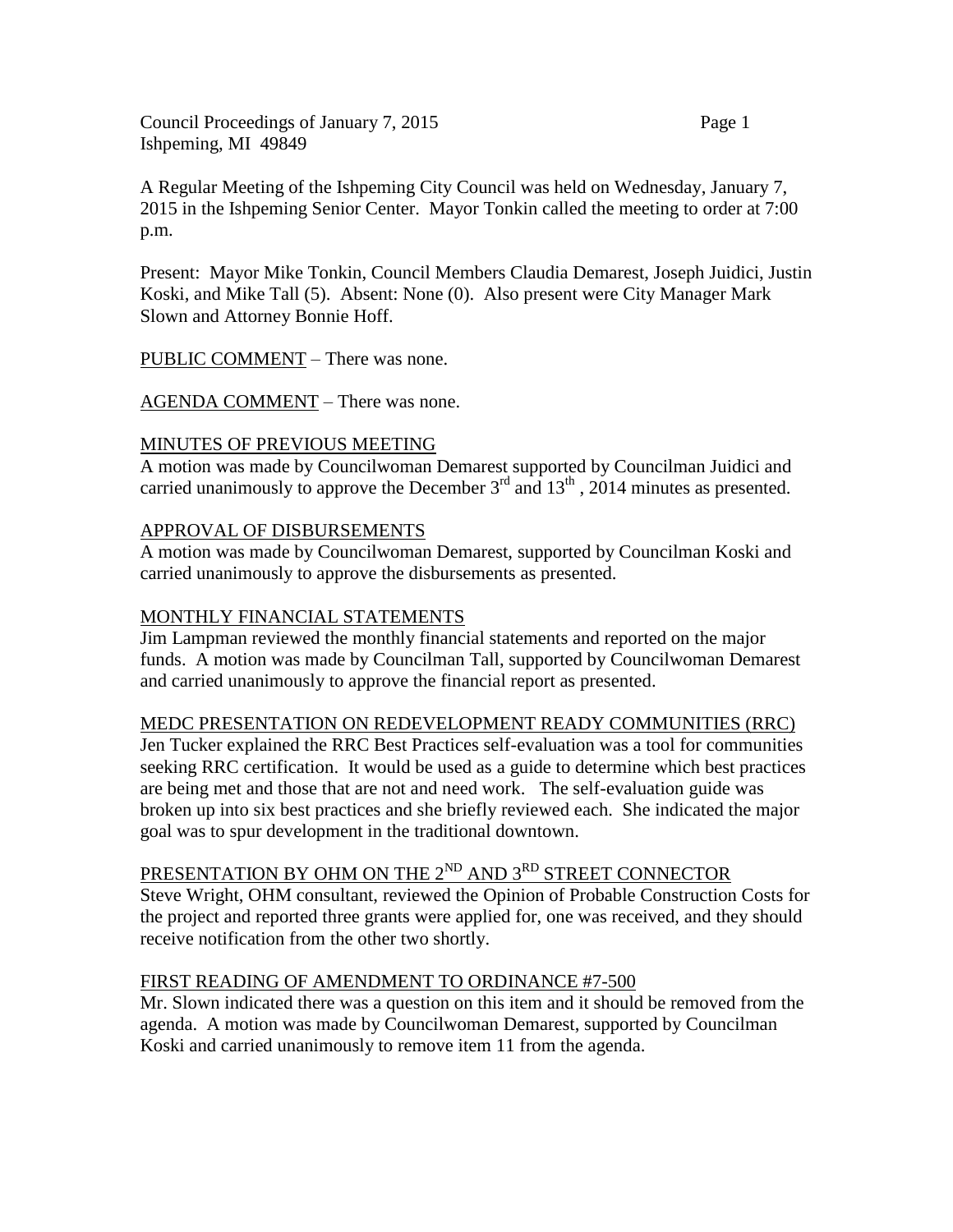Council Proceedings of January 7, 2015

Ishpeming, MI 49849

A Regular Meeting of the Ishpeming City Council was held on Wednesday, January 7, 2015 in the Ishpeming Senior Center. Mayor Tonkin called the meeting to order at 7:00 p.m.

Present: Mayor Mike Tonkin, Council Members Claudia Demarest, Joseph Juidici, Justin Koski, and Mike Tall (5). Absent: None (0). Also present were City Manager Mark Slown and Attorney Bonnie Hoff.

PUBLIC COMMENT – There was none.

AGENDA COMMENT – There was none.

MINUTES OF PREVIOUS MEETING

A motion was made by Councilwoman Demarest supported by Councilman Juidici and carried unanimously to approve the December 3rd and 13th , 2014 minutes as presented.

APPROVAL OF DISBURSEMENTS

A motion was made by Councilwoman Demarest, supported by Councilman Koski and carried unanimously to approve the disbursements as presented.

MONTHLY FINANCIAL STATEMENTS

Jim Lampman reviewed the monthly financial statements and reported on the major funds. A motion was made by Councilman Tall, supported by Councilwoman Demarest and carried unanimously to approve the financial report as presented.

MEDC PRESENTATION ON REDEVELOPMENT READY COMMUNITIES (RRC)

Jen Tucker explained the RRC Best Practices self-evaluation was a tool for communities seeking RRC certification. It would be used as a guide to determine which best practices are being met and those that are not and need work. The self-evaluation guide was broken up into six best practices and she briefly reviewed each. She indicated the major goal was to spur development in the traditional downtown.

PRESENTATION BY OHM ON THE 2ND AND 3RD STREET CONNECTOR

Steve Wright, OHM consultant, reviewed the Opinion of Probable Construction Costs for the project and reported three grants were applied for, one was received, and they should receive notification from the other two shortly.

FIRST READING OF AMENDMENT TO ORDINANCE #7-500

Mr. Slown indicated there was a question on this item and it should be removed from the agenda. A motion was made by Councilwoman Demarest, supported by Councilman Koski and carried unanimously to remove item 11 from the agenda.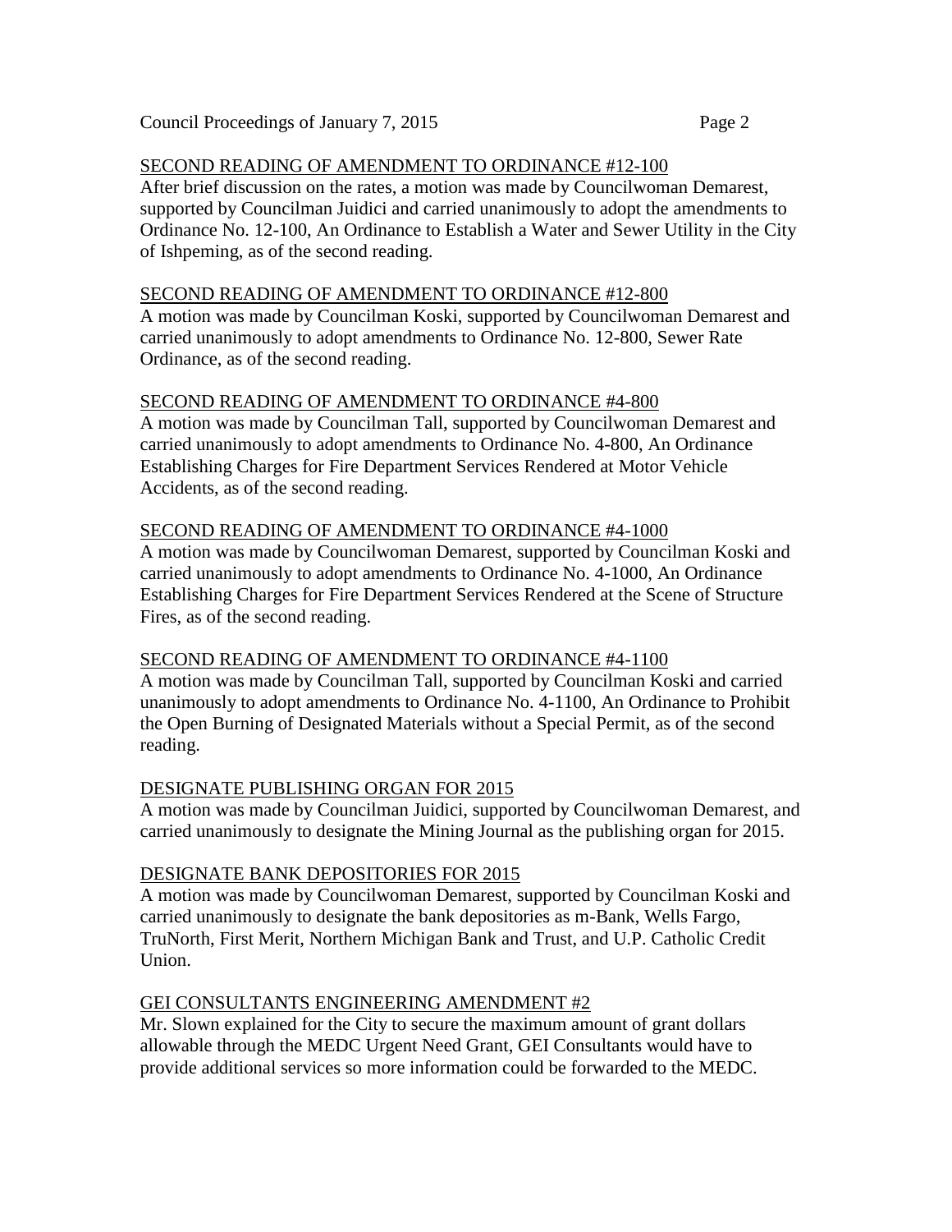## SECOND READING OF AMENDMENT TO ORDINANCE #12-100

After brief discussion on the rates, a motion was made by Councilwoman Demarest, supported by Councilman Juidici and carried unanimously to adopt the amendments to Ordinance No. 12-100, An Ordinance to Establish a Water and Sewer Utility in the City of Ishpeming, as of the second reading.

## SECOND READING OF AMENDMENT TO ORDINANCE #12-800

A motion was made by Councilman Koski, supported by Councilwoman Demarest and carried unanimously to adopt amendments to Ordinance No. 12-800, Sewer Rate Ordinance, as of the second reading.

## SECOND READING OF AMENDMENT TO ORDINANCE #4-800

A motion was made by Councilman Tall, supported by Councilwoman Demarest and carried unanimously to adopt amendments to Ordinance No. 4-800, An Ordinance Establishing Charges for Fire Department Services Rendered at Motor Vehicle Accidents, as of the second reading.

## SECOND READING OF AMENDMENT TO ORDINANCE #4-1000

A motion was made by Councilwoman Demarest, supported by Councilman Koski and carried unanimously to adopt amendments to Ordinance No. 4-1000, An Ordinance Establishing Charges for Fire Department Services Rendered at the Scene of Structure Fires, as of the second reading.

## SECOND READING OF AMENDMENT TO ORDINANCE #4-1100

A motion was made by Councilman Tall, supported by Councilman Koski and carried unanimously to adopt amendments to Ordinance No. 4-1100, An Ordinance to Prohibit the Open Burning of Designated Materials without a Special Permit, as of the second reading.

## DESIGNATE PUBLISHING ORGAN FOR 2015

A motion was made by Councilman Juidici, supported by Councilwoman Demarest, and carried unanimously to designate the Mining Journal as the publishing organ for 2015.

## DESIGNATE BANK DEPOSITORIES FOR 2015

A motion was made by Councilwoman Demarest, supported by Councilman Koski and carried unanimously to designate the bank depositories as m-Bank, Wells Fargo, TruNorth, First Merit, Northern Michigan Bank and Trust, and U.P. Catholic Credit Union.

## GEI CONSULTANTS ENGINEERING AMENDMENT #2

Mr. Slown explained for the City to secure the maximum amount of grant dollars allowable through the MEDC Urgent Need Grant, GEI Consultants would have to provide additional services so more information could be forwarded to the MEDC.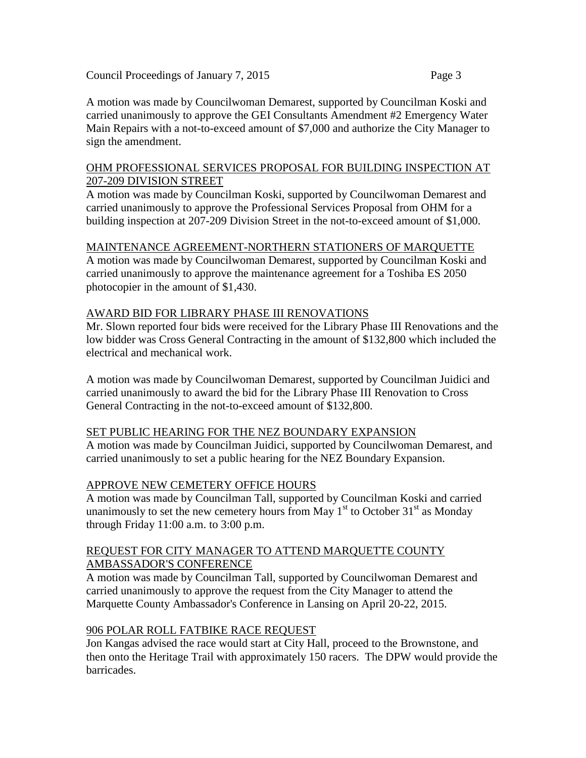A motion was made by Councilwoman Demarest, supported by Councilman Koski and carried unanimously to approve the GEI Consultants Amendment #2 Emergency Water Main Repairs with a not-to-exceed amount of $7,000 and authorize the City Manager to sign the amendment.

OHM PROFESSIONAL SERVICES PROPOSAL FOR BUILDING INSPECTION AT 207-209 DIVISION STREET

A motion was made by Councilman Koski, supported by Councilwoman Demarest and carried unanimously to approve the Professional Services Proposal from OHM for a building inspection at 207-209 Division Street in the not-to-exceed amount of $1,000.

MAINTENANCE AGREEMENT-NORTHERN STATIONERS OF MARQUETTE

A motion was made by Councilwoman Demarest, supported by Councilman Koski and carried unanimously to approve the maintenance agreement for a Toshiba ES 2050 photocopier in the amount of $1,430.

AWARD BID FOR LIBRARY PHASE III RENOVATIONS

Mr. Slown reported four bids were received for the Library Phase III Renovations and the low bidder was Cross General Contracting in the amount of $132,800 which included the electrical and mechanical work.

A motion was made by Councilwoman Demarest, supported by Councilman Juidici and carried unanimously to award the bid for the Library Phase III Renovation to Cross General Contracting in the not-to-exceed amount of $132,800.

SET PUBLIC HEARING FOR THE NEZ BOUNDARY EXPANSION

A motion was made by Councilman Juidici, supported by Councilwoman Demarest, and carried unanimously to set a public hearing for the NEZ Boundary Expansion.

APPROVE NEW CEMETERY OFFICE HOURS

A motion was made by Councilman Tall, supported by Councilman Koski and carried unanimously to set the new cemetery hours from May 1st to October 31st as Monday through Friday 11:00 a.m. to 3:00 p.m.

REQUEST FOR CITY MANAGER TO ATTEND MARQUETTE COUNTY AMBASSADOR'S CONFERENCE

A motion was made by Councilman Tall, supported by Councilwoman Demarest and carried unanimously to approve the request from the City Manager to attend the Marquette County Ambassador's Conference in Lansing on April 20-22, 2015.

906 POLAR ROLL FATBIKE RACE REQUEST

Jon Kangas advised the race would start at City Hall, proceed to the Brownstone, and then onto the Heritage Trail with approximately 150 racers. The DPW would provide the barricades.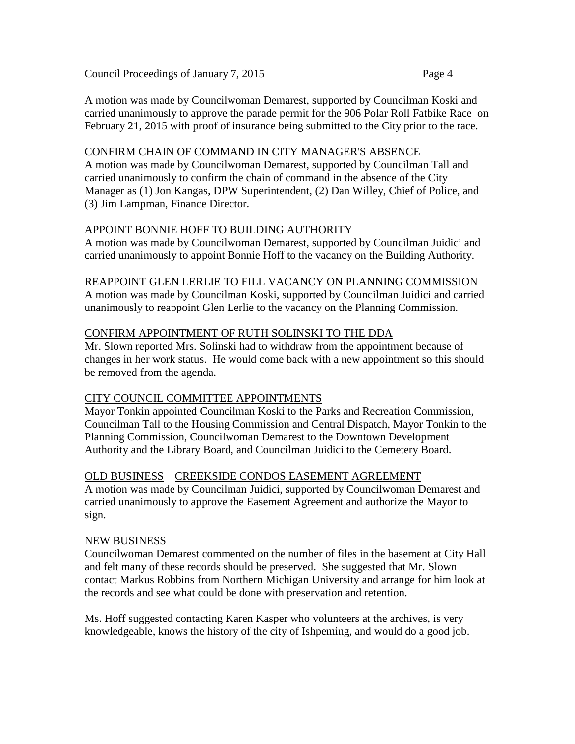A motion was made by Councilwoman Demarest, supported by Councilman Koski and carried unanimously to approve the parade permit for the 906 Polar Roll Fatbike Race on February 21, 2015 with proof of insurance being submitted to the City prior to the race.

CONFIRM CHAIN OF COMMAND IN CITY MANAGER'S ABSENCE

A motion was made by Councilwoman Demarest, supported by Councilman Tall and carried unanimously to confirm the chain of command in the absence of the City Manager as (1) Jon Kangas, DPW Superintendent, (2) Dan Willey, Chief of Police, and (3) Jim Lampman, Finance Director.

APPOINT BONNIE HOFF TO BUILDING AUTHORITY

A motion was made by Councilwoman Demarest, supported by Councilman Juidici and carried unanimously to appoint Bonnie Hoff to the vacancy on the Building Authority.

REAPPOINT GLEN LERLIE TO FILL VACANCY ON PLANNING COMMISSION

A motion was made by Councilman Koski, supported by Councilman Juidici and carried unanimously to reappoint Glen Lerlie to the vacancy on the Planning Commission.

CONFIRM APPOINTMENT OF RUTH SOLINSKI TO THE DDA

Mr. Slown reported Mrs. Solinski had to withdraw from the appointment because of changes in her work status. He would come back with a new appointment so this should be removed from the agenda.

CITY COUNCIL COMMITTEE APPOINTMENTS

Mayor Tonkin appointed Councilman Koski to the Parks and Recreation Commission, Councilman Tall to the Housing Commission and Central Dispatch, Mayor Tonkin to the Planning Commission, Councilwoman Demarest to the Downtown Development Authority and the Library Board, and Councilman Juidici to the Cemetery Board.

OLD BUSINESS – CREEKSIDE CONDOS EASEMENT AGREEMENT

A motion was made by Councilman Juidici, supported by Councilwoman Demarest and carried unanimously to approve the Easement Agreement and authorize the Mayor to sign.

NEW BUSINESS

Councilwoman Demarest commented on the number of files in the basement at City Hall and felt many of these records should be preserved. She suggested that Mr. Slown contact Markus Robbins from Northern Michigan University and arrange for him look at the records and see what could be done with preservation and retention.

Ms. Hoff suggested contacting Karen Kasper who volunteers at the archives, is very knowledgeable, knows the history of the city of Ishpeming, and would do a good job.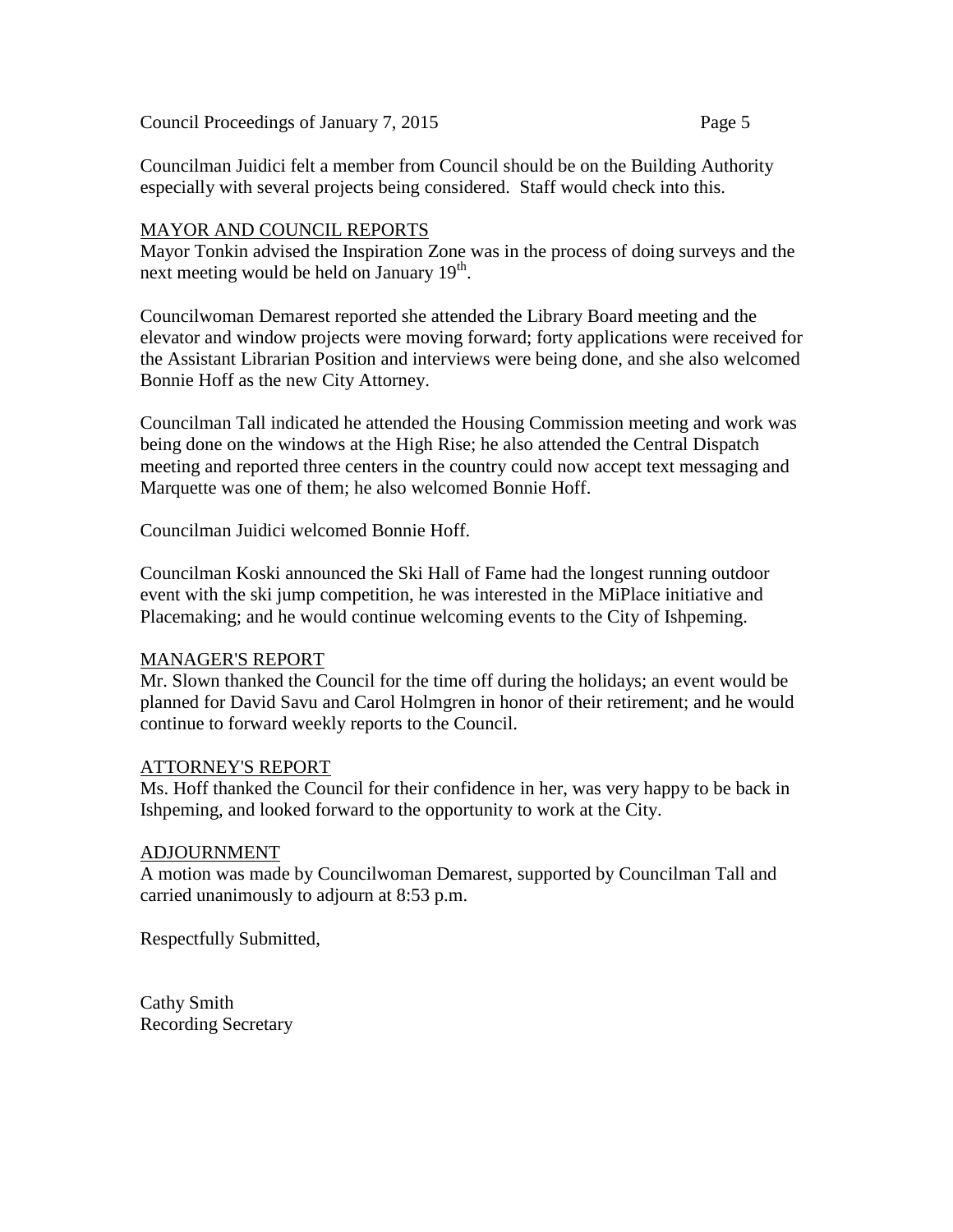Councilman Juidici felt a member from Council should be on the Building Authority especially with several projects being considered. Staff would check into this.

## MAYOR AND COUNCIL REPORTS

Mayor Tonkin advised the Inspiration Zone was in the process of doing surveys and the next meeting would be held on January 19th.

Councilwoman Demarest reported she attended the Library Board meeting and the elevator and window projects were moving forward; forty applications were received for the Assistant Librarian Position and interviews were being done, and she also welcomed Bonnie Hoff as the new City Attorney.

Councilman Tall indicated he attended the Housing Commission meeting and work was being done on the windows at the High Rise; he also attended the Central Dispatch meeting and reported three centers in the country could now accept text messaging and Marquette was one of them; he also welcomed Bonnie Hoff.

Councilman Juidici welcomed Bonnie Hoff.

Councilman Koski announced the Ski Hall of Fame had the longest running outdoor event with the ski jump competition, he was interested in the MiPlace initiative and Placemaking; and he would continue welcoming events to the City of Ishpeming.

## MANAGER'S REPORT

Mr. Slown thanked the Council for the time off during the holidays; an event would be planned for David Savu and Carol Holmgren in honor of their retirement; and he would continue to forward weekly reports to the Council.

## ATTORNEY'S REPORT

Ms. Hoff thanked the Council for their confidence in her, was very happy to be back in Ishpeming, and looked forward to the opportunity to work at the City.

## ADJOURNMENT

A motion was made by Councilwoman Demarest, supported by Councilman Tall and carried unanimously to adjourn at 8:53 p.m.

Respectfully Submitted,

Cathy Smith
Recording Secretary